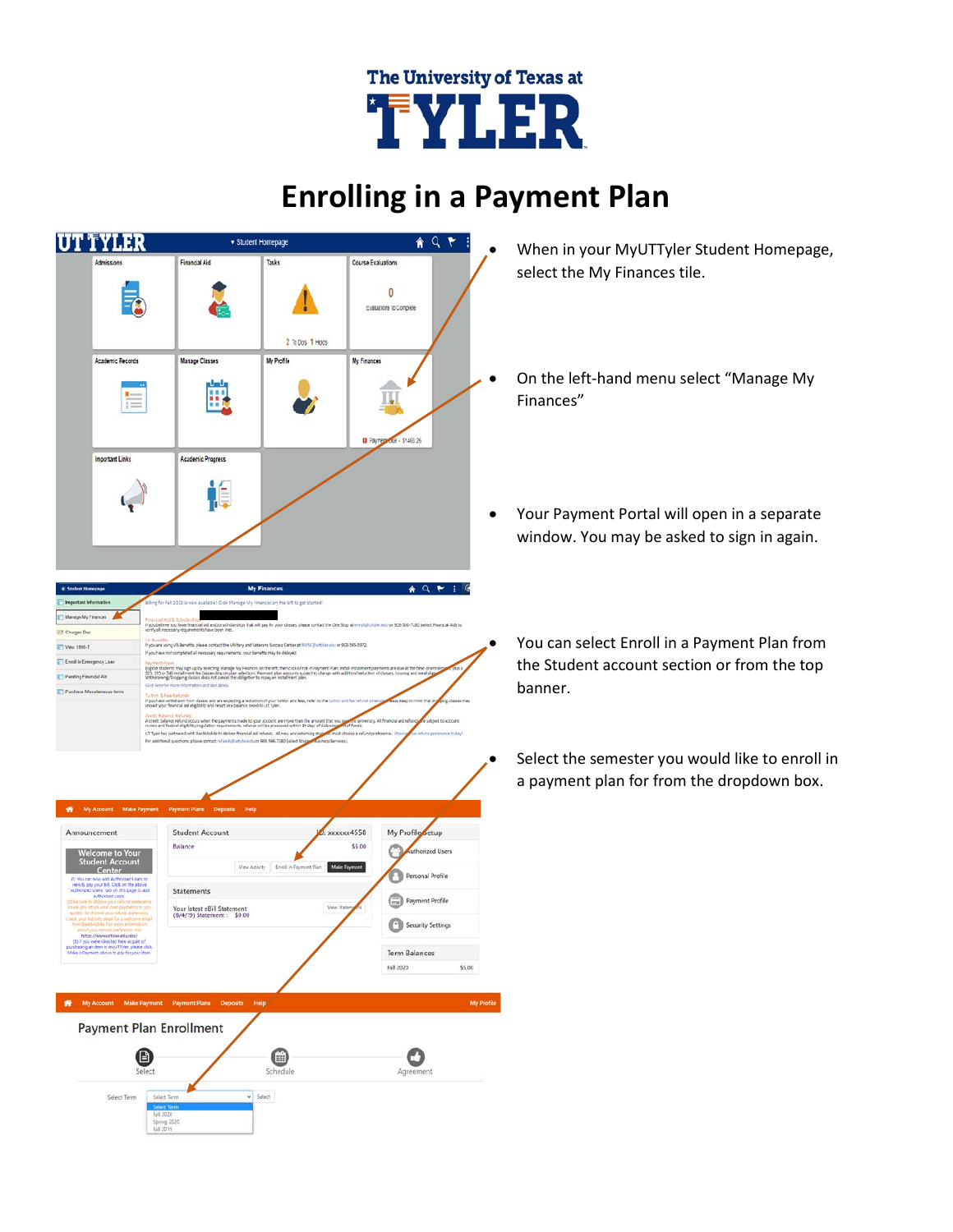# Enrolling in a Payment Plan

- When in your MyUTTyler Student Homepage, select the My Finances tile.
- On the left-hand menu select "Manage My Finances"
- Your Payment Portal will open in a separate window. You may be asked to sign in again.
- You can select Enroll in a Payment Plan from the Student account section or from the top banner.
- Select the semester you would like to enroll in a payment plan for from the dropdown box.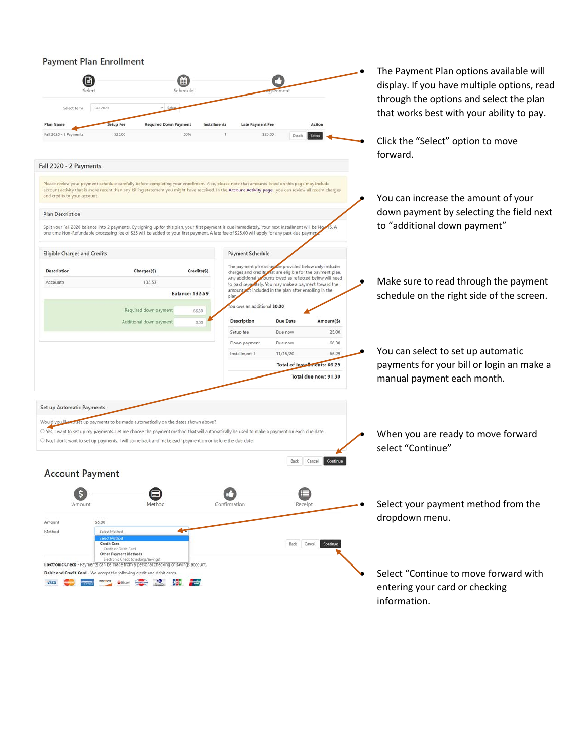## Payment Plan Enrollment

Select — Schedule — Agreement

Select Term: Fall 2020 | Select

| Plan Name | Setup Fee | Required Down Payment | Installments | Late Payment Fee | Action |
|---|---|---|---|---|---|
| Fall 2020 - 2 Payments | $25.00 | 50% | 1 | $25.00 | Details Select |

- The Payment Plan options available will display. If you have multiple options, read through the options and select the plan that works best with your ability to pay.
- Click the “Select” option to move forward.

### Fall 2020 - 2 Payments

Please review your payment schedule carefully before completing your enrollment. Also, please note that amounts listed on this page may include account activity that is more recent than any billing statement you might have received. In the Account Activity page, you can review all recent charges and credits to your account.

**Plan Description**

Split your Fall 2020 balance into 2 payments. By signing up for this plan, your first payment is due immediately. Your next installment will be Nov 15. A one time Non-Refundable processing fee of $25 will be added to your first payment. A late fee of $25.00 will apply for any past due payment.

**Eligible Charges and Credits**

| Description | Charges($) | Credits($) |
|---|---|---|
| Accounts | 132.59 | |

Balance: 132.59

Required down payment: 66.30

Additional down payment: 0.00

**Payment Schedule**

The payment plan schedule provided below only includes charges and credits that are eligible for the payment plan. Any additional amounts owed as reflected below will need to paid separately. You may make a payment toward the amount not included in the plan after enrolling in the plan.

You owe an additional **$0.00**

| Description | Due Date | Amount($) |
|---|---|---|
| Setup fee | Due now | 25.00 |
| Down payment | Due now | 66.30 |
| Installment 1 | 11/15/20 | 66.29 |

Total of installments: 66.29

Total due now: 91.30

- You can increase the amount of your down payment by selecting the field next to “additional down payment”
- Make sure to read through the payment schedule on the right side of the screen.

**Set up Automatic Payments**

Would you like to set up payments to be made automatically on the dates shown above?

- Yes, I want to set up my payments. Let me choose the payment method that will automatically be used to make a payment on each due date.
- No, I don't want to set up payments. I will come back and make each payment on or before the due date.

Back | Cancel | Continue

- You can select to set up automatic payments for your bill or login an make a manual payment each month.
- When you are ready to move forward select “Continue”

## Account Payment

Amount — Method — Confirmation — Receipt

Amount: $5.00

Method: Select Method
- Select Method
- **Credit Card**
  - Credit or Debit Card
- **Other Payment Methods**
  - Electronic Check (checking/savings)

Back | Cancel | Continue

**Electronic Check** - Payments can be made from a personal checking or savings account.

**Debit and Credit Card** - We accept the following credit and debit cards.

- Select your payment method from the dropdown menu.
- Select “Continue to move forward with entering your card or checking information.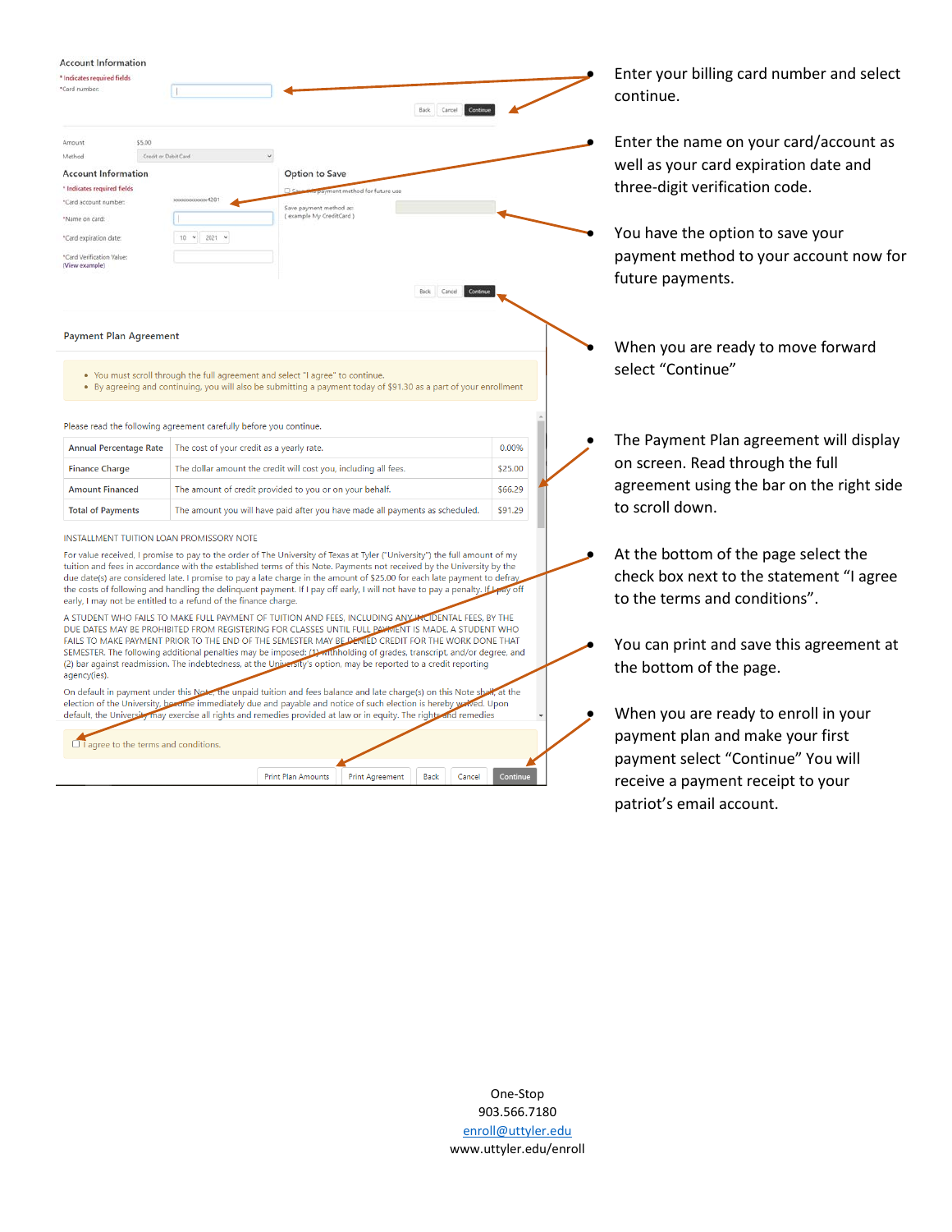Account Information

\* Indicates required fields

\*Card number:

Back | Cancel | Continue

Amount $5.00

Method Credit or Debit Card

Account Information

\* Indicates required fields

\*Card account number: xxxxxxxxxxxx4381

\*Name on card:

\*Card expiration date: 10 2021

\*Card Verification Value: (View example)

Option to Save

Save this payment method for future use

Save payment method as: ( example My CreditCard )

Back | Cancel | Continue

Payment Plan Agreement

- You must scroll through the full agreement and select "I agree" to continue.
- By agreeing and continuing, you will also be submitting a payment today of $91.30 as a part of your enrollment

Please read the following agreement carefully before you continue.

| | | |
|---|---|---|
| Annual Percentage Rate | The cost of your credit as a yearly rate. | 0.00% |
| Finance Charge | The dollar amount the credit will cost you, including all fees. | $25.00 |
| Amount Financed | The amount of credit provided to you or on your behalf. | $66.29 |
| Total of Payments | The amount you will have paid after you have made all payments as scheduled. | $91.29 |

INSTALLMENT TUITION LOAN PROMISSORY NOTE

For value received, I promise to pay to the order of The University of Texas at Tyler ("University") the full amount of my tuition and fees in accordance with the established terms of this Note. Payments not received by the University by the due date(s) are considered late. I promise to pay a late charge in the amount of $25.00 for each late payment to defray the costs of following and handling the delinquent payment. If I pay off early, I will not have to pay a penalty. If I pay off early, I may not be entitled to a refund of the finance charge.

A STUDENT WHO FAILS TO MAKE FULL PAYMENT OF TUITION AND FEES, INCLUDING ANY INCIDENTAL FEES, BY THE DUE DATES MAY BE PROHIBITED FROM REGISTERING FOR CLASSES UNTIL FULL PAYMENT IS MADE. A STUDENT WHO FAILS TO MAKE PAYMENT PRIOR TO THE END OF THE SEMESTER MAY BE DENIED CREDIT FOR THE WORK DONE THAT SEMESTER. The following additional penalties may be imposed: (1) withholding of grades, transcript, and/or degree, and (2) bar against readmission. The indebtedness, at the University's option, may be reported to a credit reporting agency(ies).

On default in payment under this Note, the unpaid tuition and fees balance and late charge(s) on this Note shall, at the election of the University, become immediately due and payable and notice of such election is hereby waived. Upon default, the University may exercise all rights and remedies provided at law or in equity. The rights and remedies

☐ I agree to the terms and conditions.

Print Plan Amounts | Print Agreement | Back | Cancel | Continue

- Enter your billing card number and select continue.
- Enter the name on your card/account as well as your card expiration date and three-digit verification code.
- You have the option to save your payment method to your account now for future payments.
- When you are ready to move forward select "Continue"
- The Payment Plan agreement will display on screen. Read through the full agreement using the bar on the right side to scroll down.
- At the bottom of the page select the check box next to the statement "I agree to the terms and conditions".
- You can print and save this agreement at the bottom of the page.
- When you are ready to enroll in your payment plan and make your first payment select "Continue" You will receive a payment receipt to your patriot's email account.

One-Stop
903.566.7180
enroll@uttyler.edu
www.uttyler.edu/enroll